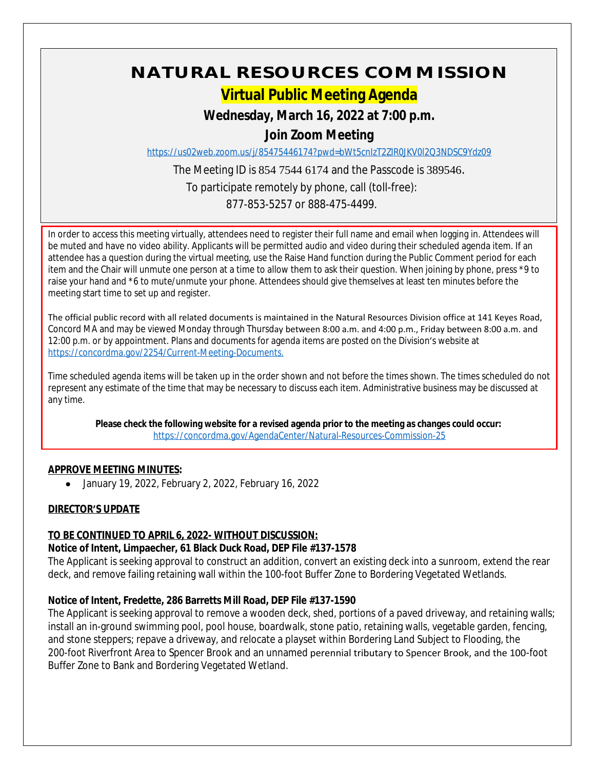# NATURAL RESOURCES COMMISSION

## Virtual Public Meeting Agenda

**Wednesday, March 16, 2022 at 7:00 p.m.**

**Join Zoom Meeting**

https://us02web.zoom.us/j/85475446174?pwd=bWt5cnIzT2ZlR0JKV0l2Q3NDSC9Ydz09

The Meeting ID is 854 7544 6174 and the Passcode is 389546.

To participate remotely by phone, call (toll-free):

877-853-5257 or 888-475-4499.

In order to access this meeting virtually, attendees need to register their full name and email when logging in. Attendees will be muted and have no video ability. Applicants will be permitted audio and video during their scheduled agenda item. If an attendee has a question during the virtual meeting, use the Raise Hand function during the Public Comment period for each item and the Chair will unmute one person at a time to allow them to ask their question. When joining by phone, press *9 to raise your hand and *6 to mute/unmute your phone. Attendees should give themselves at least ten minutes before the meeting start time to set up and register.

The official public record with all related documents is maintained in the Natural Resources Division office at 141 Keyes Road, Concord MA and may be viewed Monday through Thursday between 8:00 a.m. and 4:00 p.m., Friday between 8:00 a.m. and 12:00 p.m. or by appointment. Plans and documents for agenda items are posted on the Division's website at https://concordma.gov/2254/Current-Meeting-Documents.

Time scheduled agenda items will be taken up in the order shown and not before the times shown. The times scheduled do not represent any estimate of the time that may be necessary to discuss each item. Administrative business may be discussed at any time.

**Please check the following website for a revised agenda prior to the meeting as changes could occur:**
https://concordma.gov/AgendaCenter/Natural-Resources-Commission-25

**APPROVE MEETING MINUTES:**

- January 19, 2022, February 2, 2022, February 16, 2022

**DIRECTOR'S UPDATE**

**TO BE CONTINUED TO APRIL 6, 2022- WITHOUT DISCUSSION:**

**Notice of Intent, Limpaecher, 61 Black Duck Road, DEP File #137-1578**

The Applicant is seeking approval to construct an addition, convert an existing deck into a sunroom, extend the rear deck, and remove failing retaining wall within the 100-foot Buffer Zone to Bordering Vegetated Wetlands.

**Notice of Intent, Fredette, 286 Barretts Mill Road, DEP File #137-1590**

The Applicant is seeking approval to remove a wooden deck, shed, portions of a paved driveway, and retaining walls; install an in-ground swimming pool, pool house, boardwalk, stone patio, retaining walls, vegetable garden, fencing, and stone steppers; repave a driveway, and relocate a playset within Bordering Land Subject to Flooding, the 200-foot Riverfront Area to Spencer Brook and an unnamed perennial tributary to Spencer Brook, and the 100-foot Buffer Zone to Bank and Bordering Vegetated Wetland.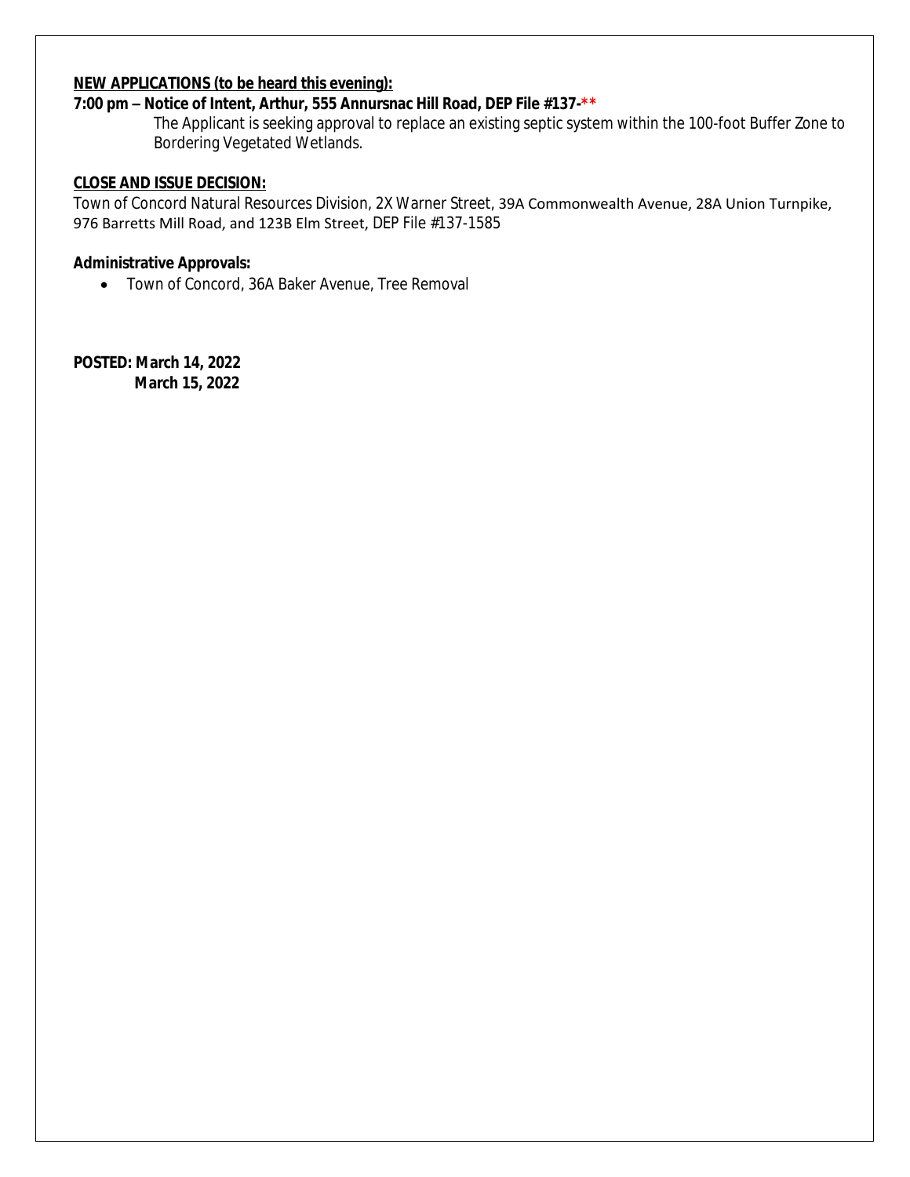**<u>NEW APPLICATIONS (to be heard this evening):</u>**

**7:00 pm – Notice of Intent, Arthur, 555 Annursnac Hill Road, DEP File #137-\*\***

The Applicant is seeking approval to replace an existing septic system within the 100-foot Buffer Zone to Bordering Vegetated Wetlands.

**<u>CLOSE AND ISSUE DECISION:</u>**

Town of Concord Natural Resources Division, 2X Warner Street, 39A Commonwealth Avenue, 28A Union Turnpike, 976 Barretts Mill Road, and 123B Elm Street, DEP File #137-1585

**Administrative Approvals:**

- Town of Concord, 36A Baker Avenue, Tree Removal

**POSTED: March 14, 2022**
**March 15, 2022**